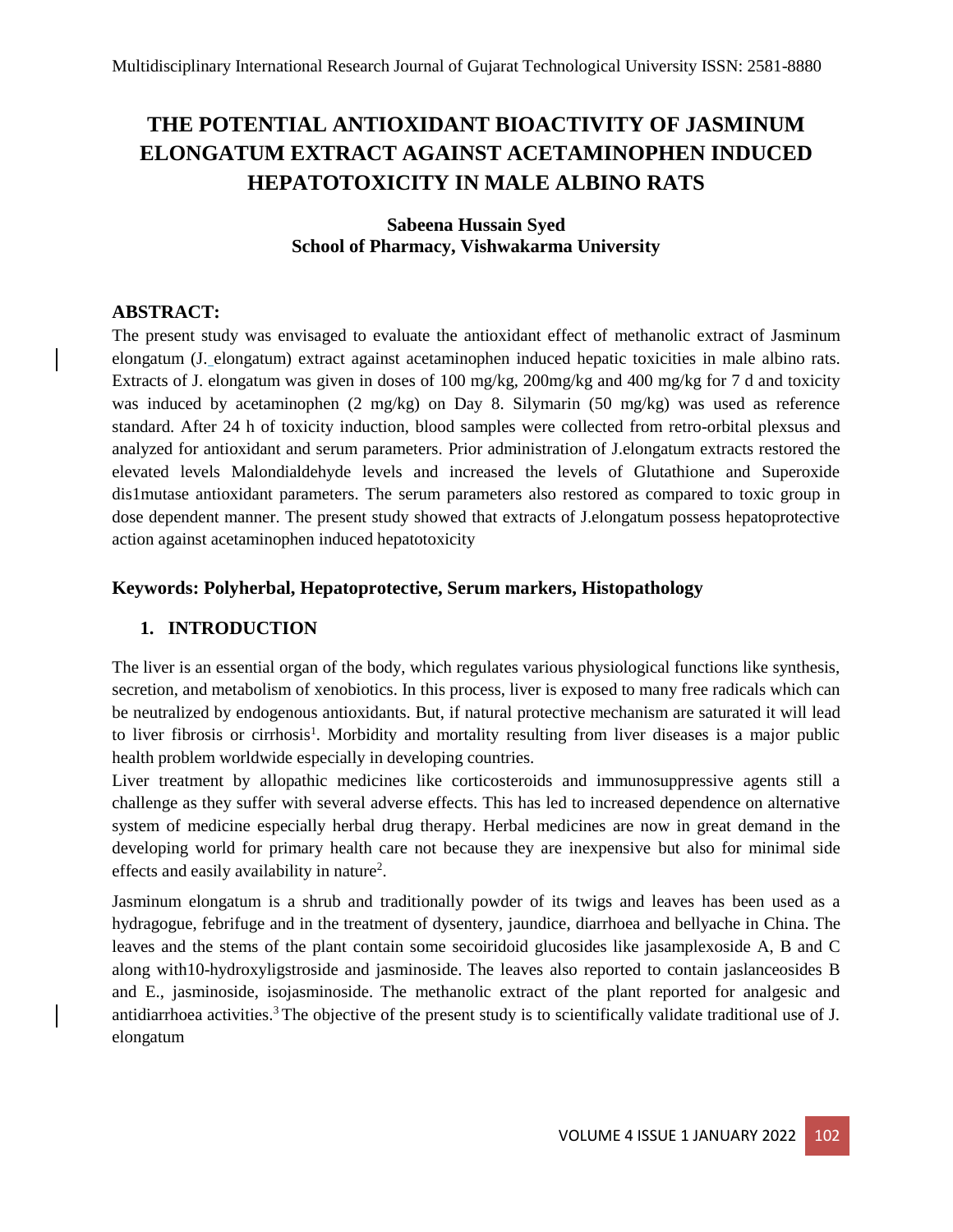# THE POTENTIAL ANTIOXIDANT BIOACTIVITY OF JASMINUM ELONGATUM EXTRACT AGAINST ACETAMINOPHEN INDUCED HEPATOTOXICITY IN MALE ALBINO RATS

**Sabeena Hussain Syed**
**School of Pharmacy, Vishwakarma University**

## ABSTRACT:

The present study was envisaged to evaluate the antioxidant effect of methanolic extract of Jasminum elongatum (J._elongatum) extract against acetaminophen induced hepatic toxicities in male albino rats. Extracts of J. elongatum was given in doses of 100 mg/kg, 200mg/kg and 400 mg/kg for 7 d and toxicity was induced by acetaminophen (2 mg/kg) on Day 8. Silymarin (50 mg/kg) was used as reference standard. After 24 h of toxicity induction, blood samples were collected from retro-orbital plexsus and analyzed for antioxidant and serum parameters. Prior administration of J.elongatum extracts restored the elevated levels Malondialdehyde levels and increased the levels of Glutathione and Superoxide dis1mutase antioxidant parameters. The serum parameters also restored as compared to toxic group in dose dependent manner. The present study showed that extracts of J.elongatum possess hepatoprotective action against acetaminophen induced hepatotoxicity

**Keywords: Polyherbal, Hepatoprotective, Serum markers, Histopathology**

## 1. INTRODUCTION

The liver is an essential organ of the body, which regulates various physiological functions like synthesis, secretion, and metabolism of xenobiotics. In this process, liver is exposed to many free radicals which can be neutralized by endogenous antioxidants. But, if natural protective mechanism are saturated it will lead to liver fibrosis or cirrhosis[1]. Morbidity and mortality resulting from liver diseases is a major public health problem worldwide especially in developing countries.

Liver treatment by allopathic medicines like corticosteroids and immunosuppressive agents still a challenge as they suffer with several adverse effects. This has led to increased dependence on alternative system of medicine especially herbal drug therapy. Herbal medicines are now in great demand in the developing world for primary health care not because they are inexpensive but also for minimal side effects and easily availability in nature[2].

Jasminum elongatum is a shrub and traditionally powder of its twigs and leaves has been used as a hydragogue, febrifuge and in the treatment of dysentery, jaundice, diarrhoea and bellyache in China. The leaves and the stems of the plant contain some secoiridoid glucosides like jasamplexoside A, B and C along with10-hydroxyligstroside and jasminoside. The leaves also reported to contain jaslanceosides B and E., jasminoside, isojasminoside. The methanolic extract of the plant reported for analgesic and antidiarrhoea activities.[3] The objective of the present study is to scientifically validate traditional use of J. elongatum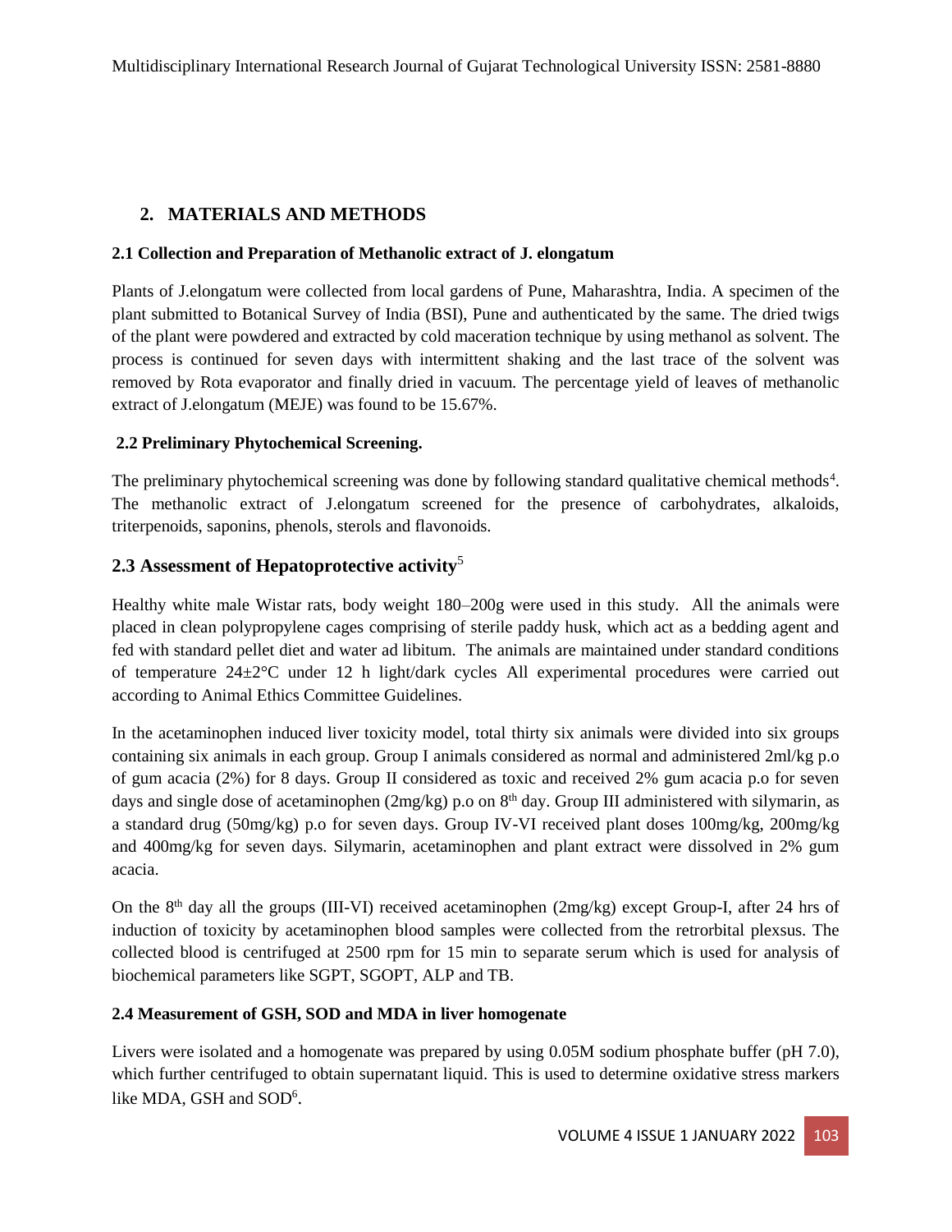## 2. MATERIALS AND METHODS

### 2.1 Collection and Preparation of Methanolic extract of J. elongatum

Plants of J.elongatum were collected from local gardens of Pune, Maharashtra, India. A specimen of the plant submitted to Botanical Survey of India (BSI), Pune and authenticated by the same. The dried twigs of the plant were powdered and extracted by cold maceration technique by using methanol as solvent. The process is continued for seven days with intermittent shaking and the last trace of the solvent was removed by Rota evaporator and finally dried in vacuum. The percentage yield of leaves of methanolic extract of J.elongatum (MEJE) was found to be 15.67%.

### 2.2 Preliminary Phytochemical Screening.

The preliminary phytochemical screening was done by following standard qualitative chemical methods[4]. The methanolic extract of J.elongatum screened for the presence of carbohydrates, alkaloids, triterpenoids, saponins, phenols, sterols and flavonoids.

### 2.3 Assessment of Hepatoprotective activity[5]

Healthy white male Wistar rats, body weight 180–200g were used in this study. All the animals were placed in clean polypropylene cages comprising of sterile paddy husk, which act as a bedding agent and fed with standard pellet diet and water ad libitum. The animals are maintained under standard conditions of temperature 24±2°C under 12 h light/dark cycles All experimental procedures were carried out according to Animal Ethics Committee Guidelines.

In the acetaminophen induced liver toxicity model, total thirty six animals were divided into six groups containing six animals in each group. Group I animals considered as normal and administered 2ml/kg p.o of gum acacia (2%) for 8 days. Group II considered as toxic and received 2% gum acacia p.o for seven days and single dose of acetaminophen (2mg/kg) p.o on 8th day. Group III administered with silymarin, as a standard drug (50mg/kg) p.o for seven days. Group IV-VI received plant doses 100mg/kg, 200mg/kg and 400mg/kg for seven days. Silymarin, acetaminophen and plant extract were dissolved in 2% gum acacia.

On the 8th day all the groups (III-VI) received acetaminophen (2mg/kg) except Group-I, after 24 hrs of induction of toxicity by acetaminophen blood samples were collected from the retrorbital plexsus. The collected blood is centrifuged at 2500 rpm for 15 min to separate serum which is used for analysis of biochemical parameters like SGPT, SGOPT, ALP and TB.

### 2.4 Measurement of GSH, SOD and MDA in liver homogenate

Livers were isolated and a homogenate was prepared by using 0.05M sodium phosphate buffer (pH 7.0), which further centrifuged to obtain supernatant liquid. This is used to determine oxidative stress markers like MDA, GSH and SOD[6].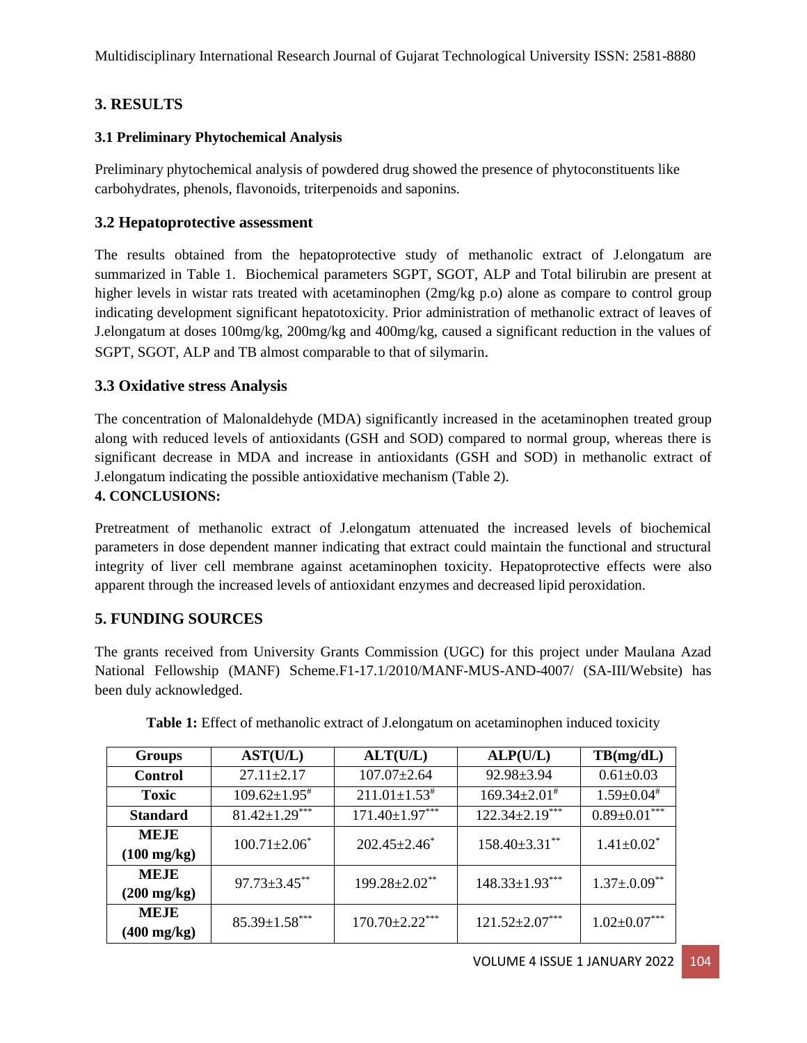## 3. RESULTS

### 3.1 Preliminary Phytochemical Analysis

Preliminary phytochemical analysis of powdered drug showed the presence of phytoconstituents like carbohydrates, phenols, flavonoids, triterpenoids and saponins.

### 3.2 Hepatoprotective assessment

The results obtained from the hepatoprotective study of methanolic extract of J.elongatum are summarized in Table 1. Biochemical parameters SGPT, SGOT, ALP and Total bilirubin are present at higher levels in wistar rats treated with acetaminophen (2mg/kg p.o) alone as compare to control group indicating development significant hepatotoxicity. Prior administration of methanolic extract of leaves of J.elongatum at doses 100mg/kg, 200mg/kg and 400mg/kg, caused a significant reduction in the values of SGPT, SGOT, ALP and TB almost comparable to that of silymarin.

### 3.3 Oxidative stress Analysis

The concentration of Malonaldehyde (MDA) significantly increased in the acetaminophen treated group along with reduced levels of antioxidants (GSH and SOD) compared to normal group, whereas there is significant decrease in MDA and increase in antioxidants (GSH and SOD) in methanolic extract of J.elongatum indicating the possible antioxidative mechanism (Table 2).

## 4. CONCLUSIONS:

Pretreatment of methanolic extract of J.elongatum attenuated the increased levels of biochemical parameters in dose dependent manner indicating that extract could maintain the functional and structural integrity of liver cell membrane against acetaminophen toxicity. Hepatoprotective effects were also apparent through the increased levels of antioxidant enzymes and decreased lipid peroxidation.

## 5. FUNDING SOURCES

The grants received from University Grants Commission (UGC) for this project under Maulana Azad National Fellowship (MANF) Scheme.F1-17.1/2010/MANF-MUS-AND-4007/ (SA-III/Website) has been duly acknowledged.

**Table 1:** Effect of methanolic extract of J.elongatum on acetaminophen induced toxicity

| Groups | AST(U/L) | ALT(U/L) | ALP(U/L) | TB(mg/dL) |
|---|---|---|---|---|
| **Control** | 27.11±2.17 | 107.07±2.64 | 92.98±3.94 | 0.61±0.03 |
| **Toxic** | 109.62±1.95$^{\#}$ | 211.01±1.53$^{\#}$ | 169.34±2.01$^{\#}$ | 1.59±0.04$^{\#}$ |
| **Standard** | 81.42±1.29$^{***}$ | 171.40±1.97$^{***}$ | 122.34±2.19$^{***}$ | 0.89±0.01$^{***}$ |
| **MEJE (100 mg/kg)** | 100.71±2.06$^{*}$ | 202.45±2.46$^{*}$ | 158.40±3.31$^{**}$ | 1.41±0.02$^{*}$ |
| **MEJE (200 mg/kg)** | 97.73±3.45$^{**}$ | 199.28±2.02$^{**}$ | 148.33±1.93$^{***}$ | 1.37±.0.09$^{**}$ |
| **MEJE (400 mg/kg)** | 85.39±1.58$^{***}$ | 170.70±2.22$^{***}$ | 121.52±2.07$^{***}$ | 1.02±0.07$^{***}$ |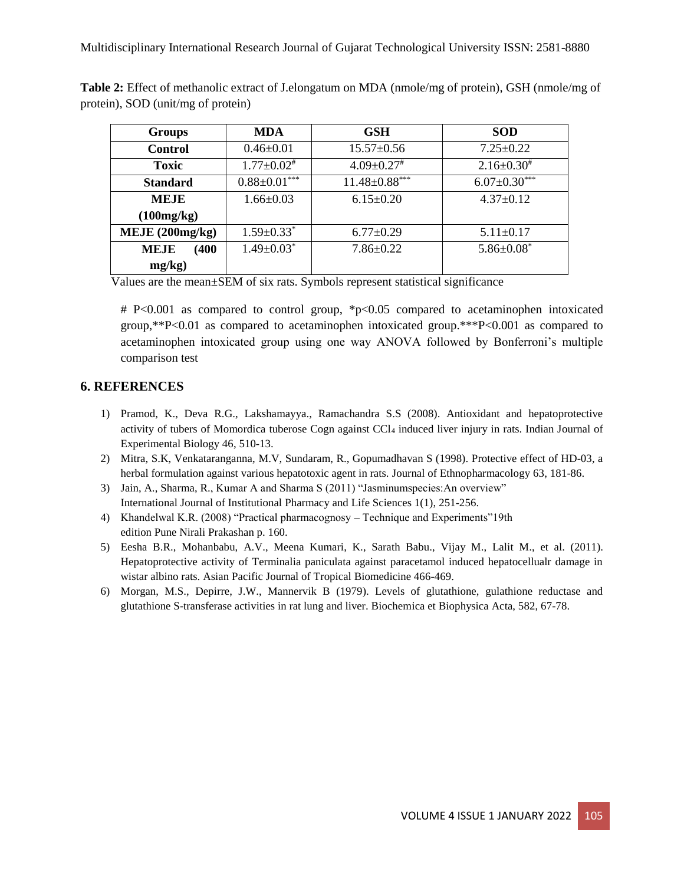**Table 2:** Effect of methanolic extract of J.elongatum on MDA (nmole/mg of protein), GSH (nmole/mg of protein), SOD (unit/mg of protein)

| Groups | MDA | GSH | SOD |
|---|---|---|---|
| **Control** | 0.46±0.01 | 15.57±0.56 | 7.25±0.22 |
| **Toxic** | 1.77±0.02# | 4.09±0.27# | 2.16±0.30# |
| **Standard** | 0.88±0.01*** | 11.48±0.88*** | 6.07±0.30*** |
| **MEJE (100mg/kg)** | 1.66±0.03 | 6.15±0.20 | 4.37±0.12 |
| **MEJE (200mg/kg)** | 1.59±0.33* | 6.77±0.29 | 5.11±0.17 |
| **MEJE (400 mg/kg)** | 1.49±0.03* | 7.86±0.22 | 5.86±0.08* |

Values are the mean±SEM of six rats. Symbols represent statistical significance

# $P<0.001$ as compared to control group, *$p<0.05$ compared to acetaminophen intoxicated group,**$P<0.01$ as compared to acetaminophen intoxicated group.***$P<0.001$ as compared to acetaminophen intoxicated group using one way ANOVA followed by Bonferroni's multiple comparison test

## 6. REFERENCES

1) Pramod, K., Deva R.G., Lakshamayya., Ramachandra S.S (2008). Antioxidant and hepatoprotective activity of tubers of Momordica tuberose Cogn against $CCl_4$ induced liver injury in rats. Indian Journal of Experimental Biology 46, 510-13.
2) Mitra, S.K, Venkataranganna, M.V, Sundaram, R., Gopumadhavan S (1998). Protective effect of HD-03, a herbal formulation against various hepatotoxic agent in rats. Journal of Ethnopharmacology 63, 181-86.
3) Jain, A., Sharma, R., Kumar A and Sharma S (2011) "Jasminumspecies:An overview" International Journal of Institutional Pharmacy and Life Sciences 1(1), 251-256.
4) Khandelwal K.R. (2008) "Practical pharmacognosy – Technique and Experiments"19th edition Pune Nirali Prakashan p. 160.
5) Eesha B.R., Mohanbabu, A.V., Meena Kumari, K., Sarath Babu., Vijay M., Lalit M., et al. (2011). Hepatoprotective activity of Terminalia paniculata against paracetamol induced hepatocellualr damage in wistar albino rats. Asian Pacific Journal of Tropical Biomedicine 466-469.
6) Morgan, M.S., Depirre, J.W., Mannervik B (1979). Levels of glutathione, gulathione reductase and glutathione S-transferase activities in rat lung and liver. Biochemica et Biophysica Acta, 582, 67-78.